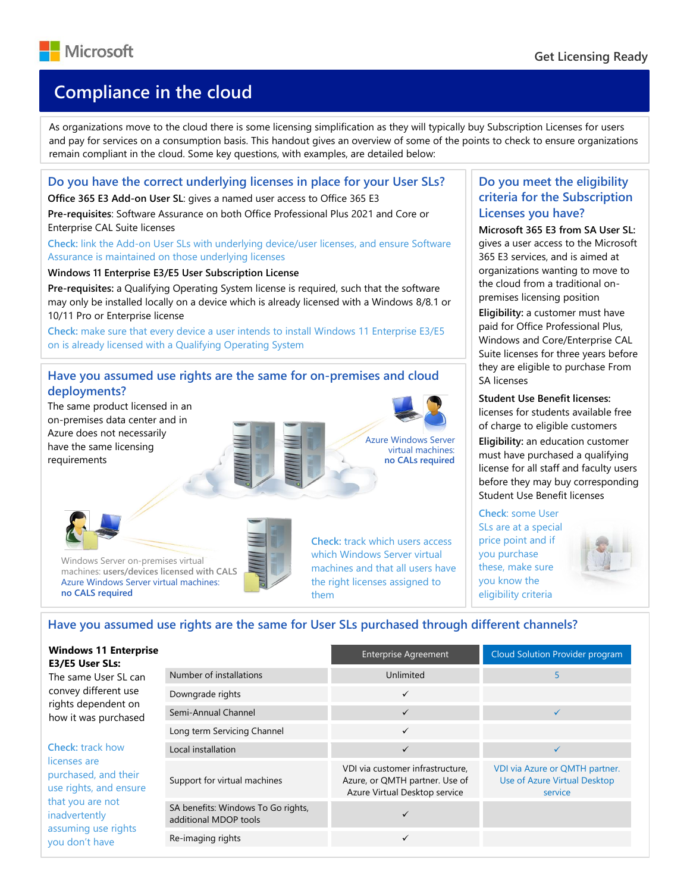# Compliance in the cloud

As organizations move to the cloud there is some licensing simplification as they will typically buy Subscription Licenses for users and pay for services on a consumption basis. This handout gives an overview of some of the points to check to ensure organizations remain compliant in the cloud. Some key questions, with examples, are detailed below:

## Do you have the correct underlying licenses in place for your User SLs?

**Office 365 E3 Add-on User SL**: gives a named user access to Office 365 E3

**Pre-requisites**: Software Assurance on both Office Professional Plus 2021 and Core or Enterprise CAL Suite licenses

**Check:** link the Add-on User SLs with underlying device/user licenses, and ensure Software Assurance is maintained on those underlying licenses

**Windows 11 Enterprise E3/E5 User Subscription License**

**Pre-requisites:** a Qualifying Operating System license is required, such that the software may only be installed locally on a device which is already licensed with a Windows 8/8.1 or 10/11 Pro or Enterprise license

**Check:** make sure that every device a user intends to install Windows 11 Enterprise E3/E5 on is already licensed with a Qualifying Operating System

## Have you assumed use rights are the same for on-premises and cloud deployments?

The same product licensed in an on-premises data center and in Azure does not necessarily have the same licensing requirements

Azure Windows Server virtual machines: **no CALs required**

Windows Server on-premises virtual machines: **users/devices licensed with CALS**

Azure Windows Server virtual machines: **no CALS required**

**Check:** track which users access which Windows Server virtual machines and that all users have the right licenses assigned to them

## Do you meet the eligibility criteria for the Subscription Licenses you have?

**Microsoft 365 E3 from SA User SL:** gives a user access to the Microsoft 365 E3 services, and is aimed at organizations wanting to move to the cloud from a traditional on-premises licensing position

**Eligibility:** a customer must have paid for Office Professional Plus, Windows and Core/Enterprise CAL Suite licenses for three years before they are eligible to purchase From SA licenses

**Student Use Benefit licenses:** licenses for students available free of charge to eligible customers

**Eligibility:** an education customer must have purchased a qualifying license for all staff and faculty users before they may buy corresponding Student Use Benefit licenses

**Check:** some User SLs are at a special price point and if you purchase these, make sure you know the eligibility criteria

## Have you assumed use rights are the same for User SLs purchased through different channels?

**Windows 11 Enterprise E3/E5 User SLs:**
The same User SL can convey different use rights dependent on how it was purchased

**Check:** track how licenses are purchased, and their use rights, and ensure that you are not inadvertently assuming use rights you don't have

| | Enterprise Agreement | Cloud Solution Provider program |
|---|---|---|
| Number of installations | Unlimited | 5 |
| Downgrade rights | ✓ | |
| Semi-Annual Channel | ✓ | ✓ |
| Long term Servicing Channel | ✓ | |
| Local installation | ✓ | ✓ |
| Support for virtual machines | VDI via customer infrastructure, Azure, or QMTH partner. Use of Azure Virtual Desktop service | VDI via Azure or QMTH partner. Use of Azure Virtual Desktop service |
| SA benefits: Windows To Go rights, additional MDOP tools | ✓ | |
| Re-imaging rights | ✓ | |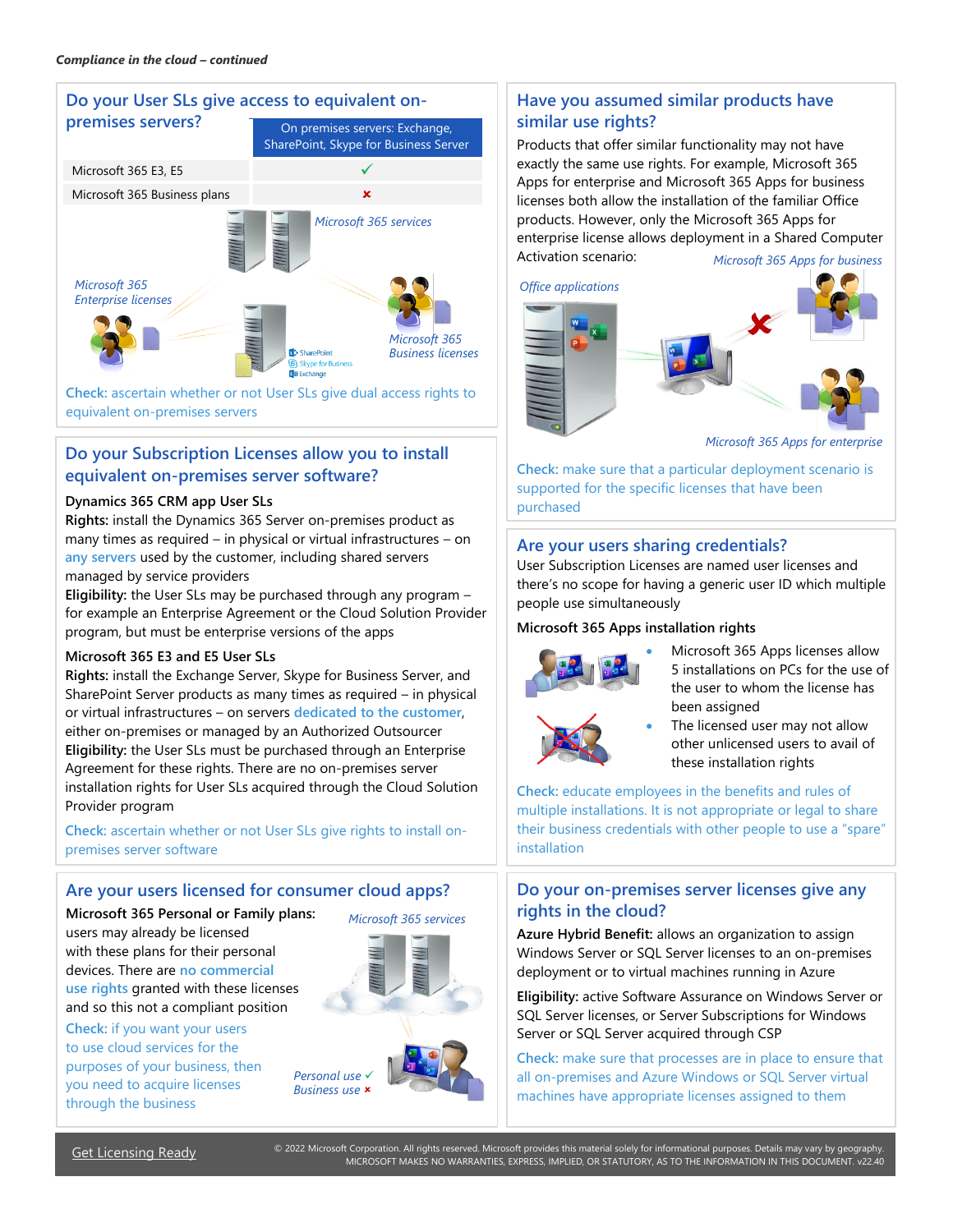*Compliance in the cloud – continued*

## Do your User SLs give access to equivalent on-premises servers?

| | On premises servers: Exchange, SharePoint, Skype for Business Server |
|---|---|
| Microsoft 365 E3, E5 | ✓ |
| Microsoft 365 Business plans | ✗ |

Microsoft 365 services

Microsoft 365 Enterprise licenses

SharePoint
Skype for Business
Exchange

Microsoft 365 Business licenses

Check: ascertain whether or not User SLs give dual access rights to equivalent on-premises servers

## Do your Subscription Licenses allow you to install equivalent on-premises server software?

**Dynamics 365 CRM app User SLs**

**Rights:** install the Dynamics 365 Server on-premises product as many times as required – in physical or virtual infrastructures – on any servers used by the customer, including shared servers managed by service providers

**Eligibility:** the User SLs may be purchased through any program – for example an Enterprise Agreement or the Cloud Solution Provider program, but must be enterprise versions of the apps

**Microsoft 365 E3 and E5 User SLs**

**Rights:** install the Exchange Server, Skype for Business Server, and SharePoint Server products as many times as required – in physical or virtual infrastructures – on servers dedicated to the customer, either on-premises or managed by an Authorized Outsourcer

**Eligibility:** the User SLs must be purchased through an Enterprise Agreement for these rights. There are no on-premises server installation rights for User SLs acquired through the Cloud Solution Provider program

Check: ascertain whether or not User SLs give rights to install on-premises server software

## Are your users licensed for consumer cloud apps?

**Microsoft 365 Personal or Family plans:** users may already be licensed with these plans for their personal devices. There are no commercial use rights granted with these licenses and so this not a compliant position

Check: if you want your users to use cloud services for the purposes of your business, then you need to acquire licenses through the business

Microsoft 365 services

Personal use ✓
Business use ✗

## Have you assumed similar products have similar use rights?

Products that offer similar functionality may not have exactly the same use rights. For example, Microsoft 365 Apps for enterprise and Microsoft 365 Apps for business licenses both allow the installation of the familiar Office products. However, only the Microsoft 365 Apps for enterprise license allows deployment in a Shared Computer Activation scenario:

Microsoft 365 Apps for business

Office applications

Microsoft 365 Apps for enterprise

Check: make sure that a particular deployment scenario is supported for the specific licenses that have been purchased

## Are your users sharing credentials?

User Subscription Licenses are named user licenses and there's no scope for having a generic user ID which multiple people use simultaneously

**Microsoft 365 Apps installation rights**

- Microsoft 365 Apps licenses allow 5 installations on PCs for the use of the user to whom the license has been assigned
- The licensed user may not allow other unlicensed users to avail of these installation rights

Check: educate employees in the benefits and rules of multiple installations. It is not appropriate or legal to share their business credentials with other people to use a "spare" installation

## Do your on-premises server licenses give any rights in the cloud?

**Azure Hybrid Benefit:** allows an organization to assign Windows Server or SQL Server licenses to an on-premises deployment or to virtual machines running in Azure

**Eligibility:** active Software Assurance on Windows Server or SQL Server licenses, or Server Subscriptions for Windows Server or SQL Server acquired through CSP

Check: make sure that processes are in place to ensure that all on-premises and Azure Windows or SQL Server virtual machines have appropriate licenses assigned to them

Get Licensing Ready

© 2022 Microsoft Corporation. All rights reserved. Microsoft provides this material solely for informational purposes. Details may vary by geography. MICROSOFT MAKES NO WARRANTIES, EXPRESS, IMPLIED, OR STATUTORY, AS TO THE INFORMATION IN THIS DOCUMENT. v22.40